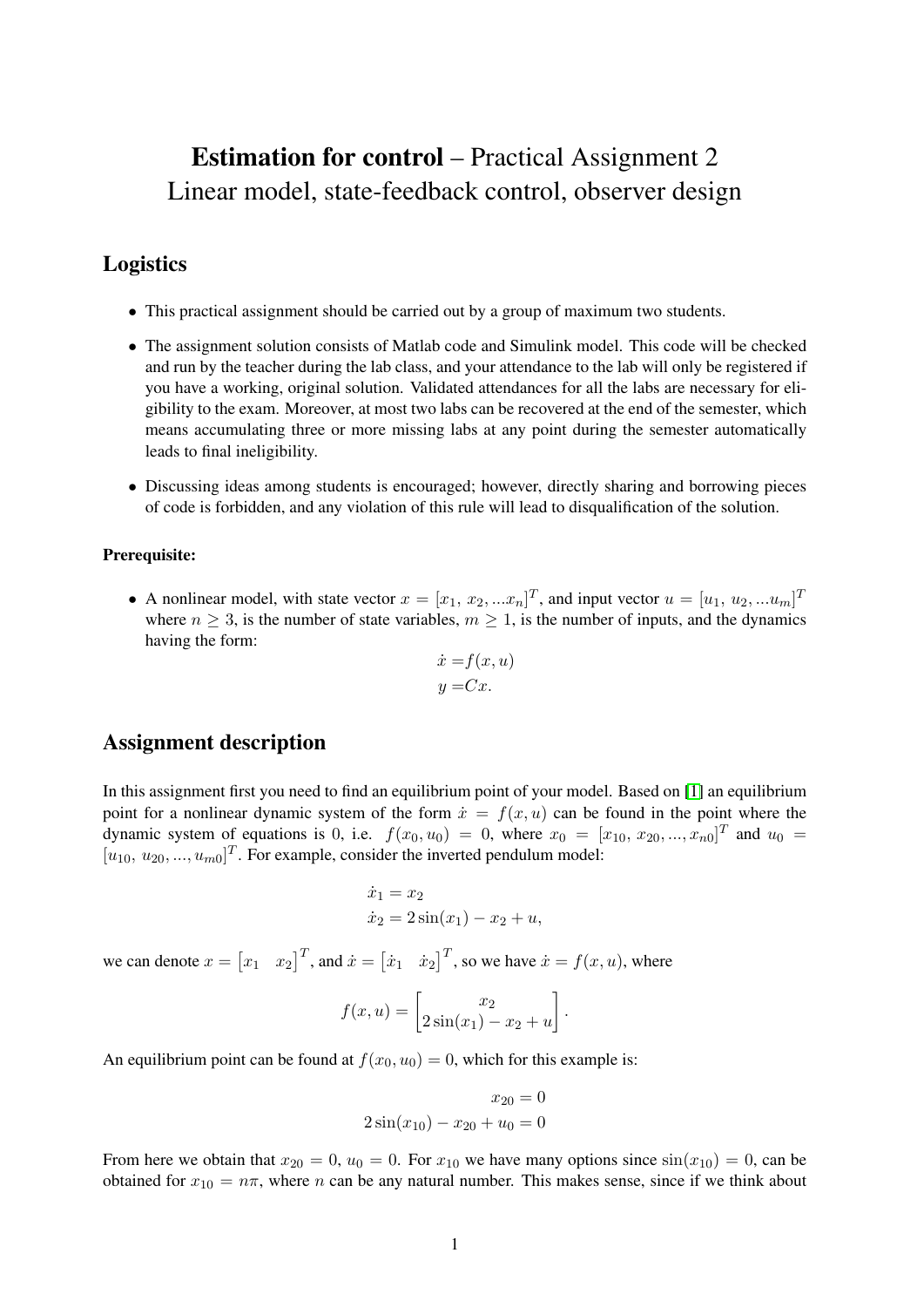# **Estimation for control** – Practical Assignment 2
## Linear model, state-feedback control, observer design

## Logistics

- This practical assignment should be carried out by a group of maximum two students.
- The assignment solution consists of Matlab code and Simulink model. This code will be checked and run by the teacher during the lab class, and your attendance to the lab will only be registered if you have a working, original solution. Validated attendances for all the labs are necessary for eligibility to the exam. Moreover, at most two labs can be recovered at the end of the semester, which means accumulating three or more missing labs at any point during the semester automatically leads to final ineligibility.
- Discussing ideas among students is encouraged; however, directly sharing and borrowing pieces of code is forbidden, and any violation of this rule will lead to disqualification of the solution.

### Prerequisite:

- A nonlinear model, with state vector $x = [x_1,\ x_2, ...x_n]^T$, and input vector $u = [u_1,\ u_2, ...u_m]^T$ where $n \geq 3$, is the number of state variables, $m \geq 1$, is the number of inputs, and the dynamics having the form:

$$\begin{aligned}\dot{x} =& f(x,u)\\ y =& Cx.\end{aligned}$$

## Assignment description

In this assignment first you need to find an equilibrium point of your model. Based on [1] an equilibrium point for a nonlinear dynamic system of the form $\dot{x} = f(x,u)$ can be found in the point where the dynamic system of equations is 0, i.e. $f(x_0, u_0) = 0$, where $x_0 = [x_{10},\ x_{20}, ..., x_{n0}]^T$ and $u_0 = [u_{10},\ u_{20}, ..., u_{m0}]^T$. For example, consider the inverted pendulum model:

$$\begin{aligned}\dot{x}_1 &= x_2\\ \dot{x}_2 &= 2\sin(x_1) - x_2 + u,\end{aligned}$$

we can denote $x = \begin{bmatrix} x_1 & x_2 \end{bmatrix}^T$, and $\dot{x} = \begin{bmatrix} \dot{x}_1 & \dot{x}_2 \end{bmatrix}^T$, so we have $\dot{x} = f(x,u)$, where

$$f(x,u) = \begin{bmatrix} x_2 \\ 2\sin(x_1) - x_2 + u \end{bmatrix}.$$

An equilibrium point can be found at $f(x_0, u_0) = 0$, which for this example is:

$$\begin{aligned}x_{20} &= 0\\ 2\sin(x_{10}) - x_{20} + u_0 &= 0\end{aligned}$$

From here we obtain that $x_{20} = 0$, $u_0 = 0$. For $x_{10}$ we have many options since $\sin(x_{10}) = 0$, can be obtained for $x_{10} = n\pi$, where $n$ can be any natural number. This makes sense, since if we think about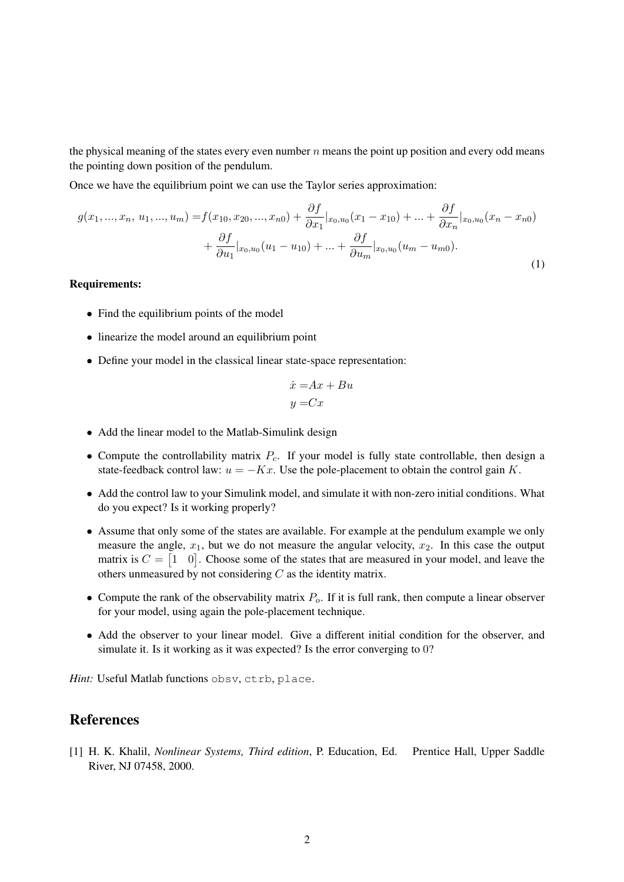the physical meaning of the states every even number $n$ means the point up position and every odd means the pointing down position of the pendulum.

Once we have the equilibrium point we can use the Taylor series approximation:

$$
\begin{aligned}
g(x_1, ..., x_n,\, u_1, ..., u_m) =& f(x_{10}, x_{20}, ..., x_{n0}) + \frac{\partial f}{\partial x_1}|_{x_0,u_0}(x_1 - x_{10}) + ... + \frac{\partial f}{\partial x_n}|_{x_0,u_0}(x_n - x_{n0}) \\
&+ \frac{\partial f}{\partial u_1}|_{x_0,u_0}(u_1 - u_{10}) + ... + \frac{\partial f}{\partial u_m}|_{x_0,u_0}(u_m - u_{m0}).
\end{aligned}
\tag{1}
$$

**Requirements:**

- Find the equilibrium points of the model
- linearize the model around an equilibrium point
- Define your model in the classical linear state-space representation:

$$
\begin{aligned}
\dot{x} =& Ax + Bu \\
y =& Cx
\end{aligned}
$$

- Add the linear model to the Matlab-Simulink design
- Compute the controllability matrix $P_c$. If your model is fully state controllable, then design a state-feedback control law: $u = -Kx$. Use the pole-placement to obtain the control gain $K$.
- Add the control law to your Simulink model, and simulate it with non-zero initial conditions. What do you expect? Is it working properly?
- Assume that only some of the states are available. For example at the pendulum example we only measure the angle, $x_1$, but we do not measure the angular velocity, $x_2$. In this case the output matrix is $C = \begin{bmatrix} 1 & 0 \end{bmatrix}$. Choose some of the states that are measured in your model, and leave the others unmeasured by not considering $C$ as the identity matrix.
- Compute the rank of the observability matrix $P_o$. If it is full rank, then compute a linear observer for your model, using again the pole-placement technique.
- Add the observer to your linear model. Give a different initial condition for the observer, and simulate it. Is it working as it was expected? Is the error converging to 0?

*Hint:* Useful Matlab functions `obsv`, `ctrb`, `place`.

## References

[1] H. K. Khalil, *Nonlinear Systems, Third edition*, P. Education, Ed. Prentice Hall, Upper Saddle River, NJ 07458, 2000.